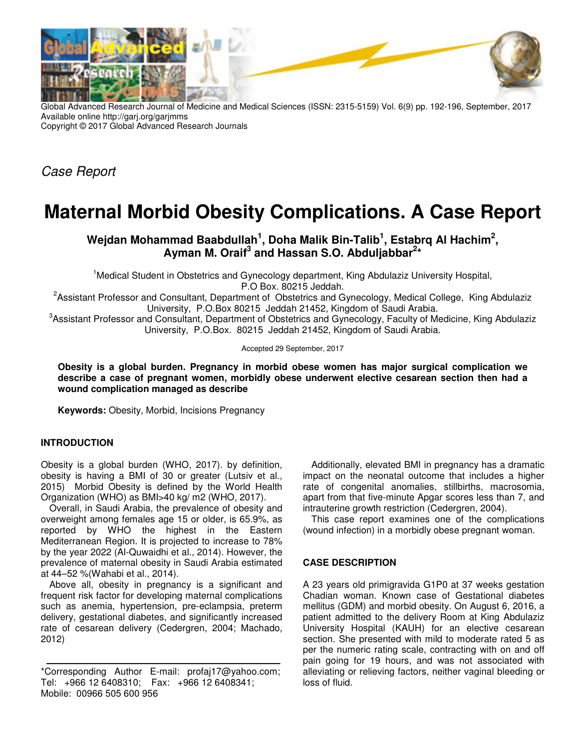*Case Report*

# Maternal Morbid Obesity Complications. A Case Report

**Wejdan Mohammad Baabdullah[1], Doha Malik Bin-Talib[1], Estabrq Al Hachim[2], Ayman M. Oraif[3] and Hassan S.O. Abduljabbar[2]***

[1]Medical Student in Obstetrics and Gynecology department, King Abdulaziz University Hospital, P.O Box. 80215 Jeddah.

[2]Assistant Professor and Consultant, Department of Obstetrics and Gynecology, Medical College, King Abdulaziz University, P.O.Box 80215 Jeddah 21452, Kingdom of Saudi Arabia.

[3]Assistant Professor and Consultant, Department of Obstetrics and Gynecology, Faculty of Medicine, King Abdulaziz University, P.O.Box. 80215 Jeddah 21452, Kingdom of Saudi Arabia.

Accepted 29 September, 2017

**Obesity is a global burden. Pregnancy in morbid obese women has major surgical complication we describe a case of pregnant women, morbidly obese underwent elective cesarean section then had a wound complication managed as describe**

**Keywords:** Obesity, Morbid, Incisions Pregnancy

## INTRODUCTION

Obesity is a global burden (WHO, 2017). by definition, obesity is having a BMI of 30 or greater (Lutsiv et al., 2015) Morbid Obesity is defined by the World Health Organization (WHO) as BMI>40 kg/ m2 (WHO, 2017).

Overall, in Saudi Arabia, the prevalence of obesity and overweight among females age 15 or older, is 65.9%, as reported by WHO the highest in the Eastern Mediterranean Region. It is projected to increase to 78% by the year 2022 (Al-Quwaidhi et al., 2014). However, the prevalence of maternal obesity in Saudi Arabia estimated at 44–52 %(Wahabi et al., 2014).

Above all, obesity in pregnancy is a significant and frequent risk factor for developing maternal complications such as anemia, hypertension, pre-eclampsia, preterm delivery, gestational diabetes, and significantly increased rate of cesarean delivery (Cedergren, 2004; Machado, 2012)

Additionally, elevated BMI in pregnancy has a dramatic impact on the neonatal outcome that includes a higher rate of congenital anomalies, stillbirths, macrosomia, apart from that five-minute Apgar scores less than 7, and intrauterine growth restriction (Cedergren, 2004).

This case report examines one of the complications (wound infection) in a morbidly obese pregnant woman.

## CASE DESCRIPTION

A 23 years old primigravida G1P0 at 37 weeks gestation Chadian woman. Known case of Gestational diabetes mellitus (GDM) and morbid obesity. On August 6, 2016, a patient admitted to the delivery Room at King Abdulaziz University Hospital (KAUH) for an elective cesarean section. She presented with mild to moderate rated 5 as per the numeric rating scale, contracting with on and off pain going for 19 hours, and was not associated with alleviating or relieving factors, neither vaginal bleeding or loss of fluid.

*Corresponding Author E-mail: profaj17@yahoo.com; Tel: +966 12 6408310; Fax: +966 12 6408341; Mobile: 00966 505 600 956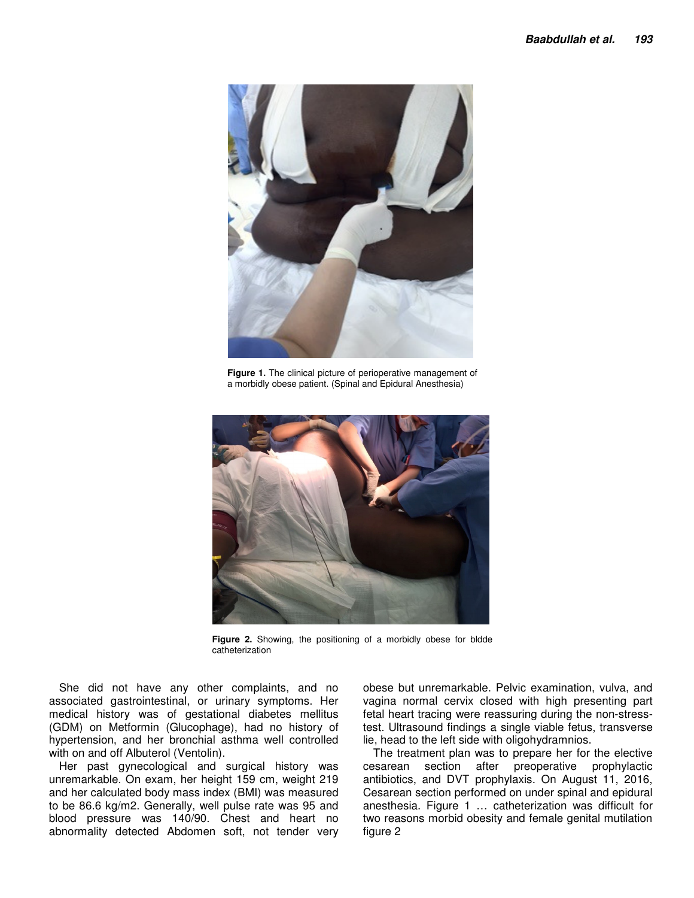Figure 1. The clinical picture of perioperative management of a morbidly obese patient. (Spinal and Epidural Anesthesia)

Figure 2. Showing, the positioning of a morbidly obese for bldde catheterization

She did not have any other complaints, and no associated gastrointestinal, or urinary symptoms. Her medical history was of gestational diabetes mellitus (GDM) on Metformin (Glucophage), had no history of hypertension, and her bronchial asthma well controlled with on and off Albuterol (Ventolin).

Her past gynecological and surgical history was unremarkable. On exam, her height 159 cm, weight 219 and her calculated body mass index (BMI) was measured to be 86.6 kg/m2. Generally, well pulse rate was 95 and blood pressure was 140/90. Chest and heart no abnormality detected Abdomen soft, not tender very obese but unremarkable. Pelvic examination, vulva, and vagina normal cervix closed with high presenting part fetal heart tracing were reassuring during the non-stress-test. Ultrasound findings a single viable fetus, transverse lie, head to the left side with oligohydramnios.

The treatment plan was to prepare her for the elective cesarean section after preoperative prophylactic antibiotics, and DVT prophylaxis. On August 11, 2016, Cesarean section performed on under spinal and epidural anesthesia. Figure 1 … catheterization was difficult for two reasons morbid obesity and female genital mutilation figure 2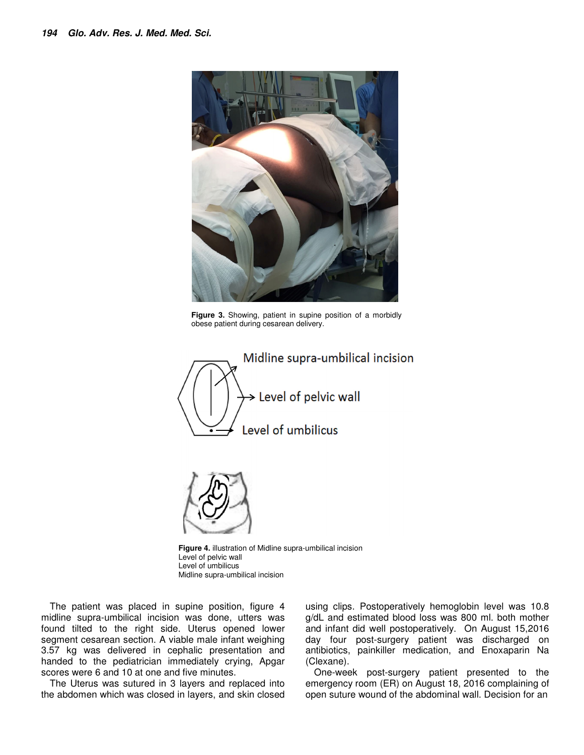**Figure 3.** Showing, patient in supine position of a morbidly obese patient during cesarean delivery.

**Figure 4.** illustration of Midline supra-umbilical incision
Level of pelvic wall
Level of umbilicus
Midline supra-umbilical incision

The patient was placed in supine position, figure 4 midline supra-umbilical incision was done, utters was found tilted to the right side. Uterus opened lower segment cesarean section. A viable male infant weighing 3.57 kg was delivered in cephalic presentation and handed to the pediatrician immediately crying, Apgar scores were 6 and 10 at one and five minutes.

The Uterus was sutured in 3 layers and replaced into the abdomen which was closed in layers, and skin closed using clips. Postoperatively hemoglobin level was 10.8 g/dL and estimated blood loss was 800 ml. both mother and infant did well postoperatively. On August 15,2016 day four post-surgery patient was discharged on antibiotics, painkiller medication, and Enoxaparin Na (Clexane).

One-week post-surgery patient presented to the emergency room (ER) on August 18, 2016 complaining of open suture wound of the abdominal wall. Decision for an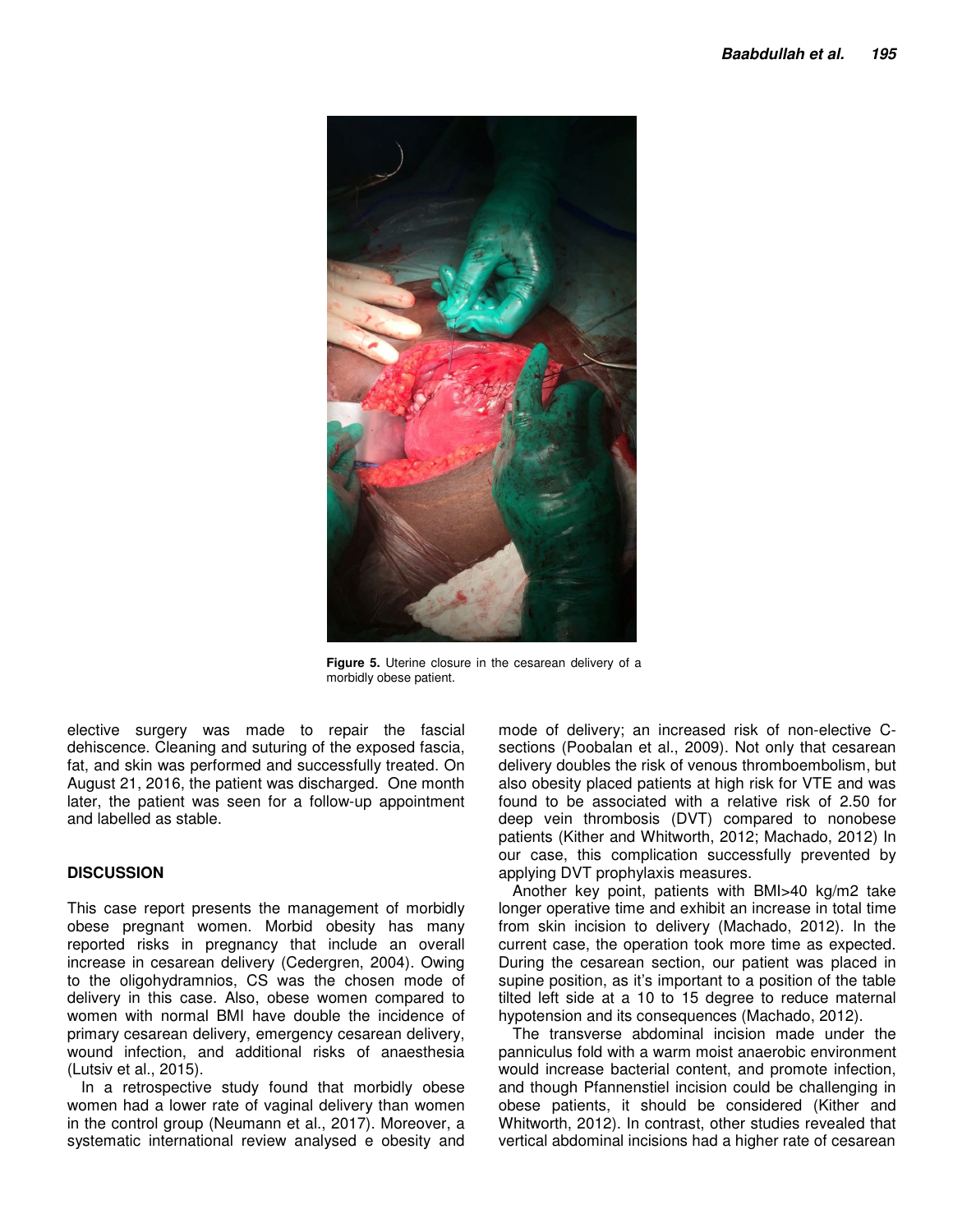Figure 5. Uterine closure in the cesarean delivery of a morbidly obese patient.

elective surgery was made to repair the fascial dehiscence. Cleaning and suturing of the exposed fascia, fat, and skin was performed and successfully treated. On August 21, 2016, the patient was discharged. One month later, the patient was seen for a follow-up appointment and labelled as stable.

## DISCUSSION

This case report presents the management of morbidly obese pregnant women. Morbid obesity has many reported risks in pregnancy that include an overall increase in cesarean delivery (Cedergren, 2004). Owing to the oligohydramnios, CS was the chosen mode of delivery in this case. Also, obese women compared to women with normal BMI have double the incidence of primary cesarean delivery, emergency cesarean delivery, wound infection, and additional risks of anaesthesia (Lutsiv et al., 2015).

In a retrospective study found that morbidly obese women had a lower rate of vaginal delivery than women in the control group (Neumann et al., 2017). Moreover, a systematic international review analysed e obesity and mode of delivery; an increased risk of non-elective C-sections (Poobalan et al., 2009). Not only that cesarean delivery doubles the risk of venous thromboembolism, but also obesity placed patients at high risk for VTE and was found to be associated with a relative risk of 2.50 for deep vein thrombosis (DVT) compared to nonobese patients (Kither and Whitworth, 2012; Machado, 2012) In our case, this complication successfully prevented by applying DVT prophylaxis measures.

Another key point, patients with BMI>40 kg/m2 take longer operative time and exhibit an increase in total time from skin incision to delivery (Machado, 2012). In the current case, the operation took more time as expected. During the cesarean section, our patient was placed in supine position, as it's important to a position of the table tilted left side at a 10 to 15 degree to reduce maternal hypotension and its consequences (Machado, 2012).

The transverse abdominal incision made under the panniculus fold with a warm moist anaerobic environment would increase bacterial content, and promote infection, and though Pfannenstiel incision could be challenging in obese patients, it should be considered (Kither and Whitworth, 2012). In contrast, other studies revealed that vertical abdominal incisions had a higher rate of cesarean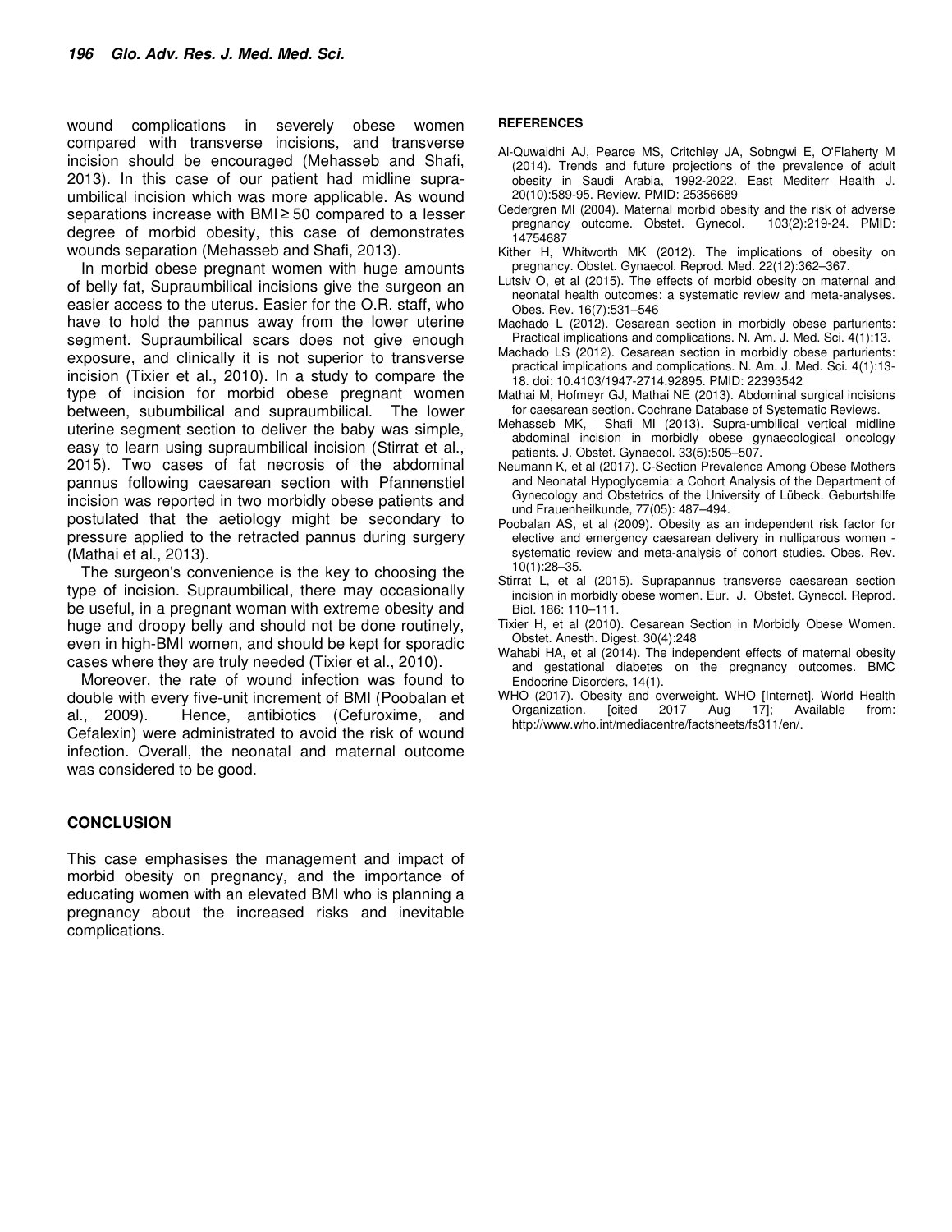wound complications in severely obese women compared with transverse incisions, and transverse incision should be encouraged (Mehasseb and Shafi, 2013). In this case of our patient had midline supra-umbilical incision which was more applicable. As wound separations increase with BMI ≥ 50 compared to a lesser degree of morbid obesity, this case of demonstrates wounds separation (Mehasseb and Shafi, 2013).

In morbid obese pregnant women with huge amounts of belly fat, Supraumbilical incisions give the surgeon an easier access to the uterus. Easier for the O.R. staff, who have to hold the pannus away from the lower uterine segment. Supraumbilical scars does not give enough exposure, and clinically it is not superior to transverse incision (Tixier et al., 2010). In a study to compare the type of incision for morbid obese pregnant women between, subumbilical and supraumbilical. The lower uterine segment section to deliver the baby was simple, easy to learn using supraumbilical incision (Stirrat et al., 2015). Two cases of fat necrosis of the abdominal pannus following caesarean section with Pfannenstiel incision was reported in two morbidly obese patients and postulated that the aetiology might be secondary to pressure applied to the retracted pannus during surgery (Mathai et al., 2013).

The surgeon's convenience is the key to choosing the type of incision. Supraumbilical, there may occasionally be useful, in a pregnant woman with extreme obesity and huge and droopy belly and should not be done routinely, even in high-BMI women, and should be kept for sporadic cases where they are truly needed (Tixier et al., 2010).

Moreover, the rate of wound infection was found to double with every five-unit increment of BMI (Poobalan et al., 2009). Hence, antibiotics (Cefuroxime, and Cefalexin) were administrated to avoid the risk of wound infection. Overall, the neonatal and maternal outcome was considered to be good.

## CONCLUSION

This case emphasises the management and impact of morbid obesity on pregnancy, and the importance of educating women with an elevated BMI who is planning a pregnancy about the increased risks and inevitable complications.

## REFERENCES

Al-Quwaidhi AJ, Pearce MS, Critchley JA, Sobngwi E, O'Flaherty M (2014). Trends and future projections of the prevalence of adult obesity in Saudi Arabia, 1992-2022. East Mediterr Health J. 20(10):589-95. Review. PMID: 25356689

Cedergren MI (2004). Maternal morbid obesity and the risk of adverse pregnancy outcome. Obstet. Gynecol. 103(2):219-24. PMID: 14754687

Kither H, Whitworth MK (2012). The implications of obesity on pregnancy. Obstet. Gynaecol. Reprod. Med. 22(12):362–367.

Lutsiv O, et al (2015). The effects of morbid obesity on maternal and neonatal health outcomes: a systematic review and meta-analyses. Obes. Rev. 16(7):531–546

Machado L (2012). Cesarean section in morbidly obese parturients: Practical implications and complications. N. Am. J. Med. Sci. 4(1):13.

Machado LS (2012). Cesarean section in morbidly obese parturients: practical implications and complications. N. Am. J. Med. Sci. 4(1):13-18. doi: 10.4103/1947-2714.92895. PMID: 22393542

Mathai M, Hofmeyr GJ, Mathai NE (2013). Abdominal surgical incisions for caesarean section. Cochrane Database of Systematic Reviews.

Mehasseb MK, Shafi MI (2013). Supra-umbilical vertical midline abdominal incision in morbidly obese gynaecological oncology patients. J. Obstet. Gynaecol. 33(5):505–507.

Neumann K, et al (2017). C-Section Prevalence Among Obese Mothers and Neonatal Hypoglycemia: a Cohort Analysis of the Department of Gynecology and Obstetrics of the University of Lübeck. Geburtshilfe und Frauenheilkunde, 77(05): 487–494.

Poobalan AS, et al (2009). Obesity as an independent risk factor for elective and emergency caesarean delivery in nulliparous women - systematic review and meta-analysis of cohort studies. Obes. Rev. 10(1):28–35.

Stirrat L, et al (2015). Suprapannus transverse caesarean section incision in morbidly obese women. Eur. J. Obstet. Gynecol. Reprod. Biol. 186: 110–111.

Tixier H, et al (2010). Cesarean Section in Morbidly Obese Women. Obstet. Anesth. Digest. 30(4):248

Wahabi HA, et al (2014). The independent effects of maternal obesity and gestational diabetes on the pregnancy outcomes. BMC Endocrine Disorders, 14(1).

WHO (2017). Obesity and overweight. WHO [Internet]. World Health Organization. [cited 2017 Aug 17]; Available from: http://www.who.int/mediacentre/factsheets/fs311/en/.